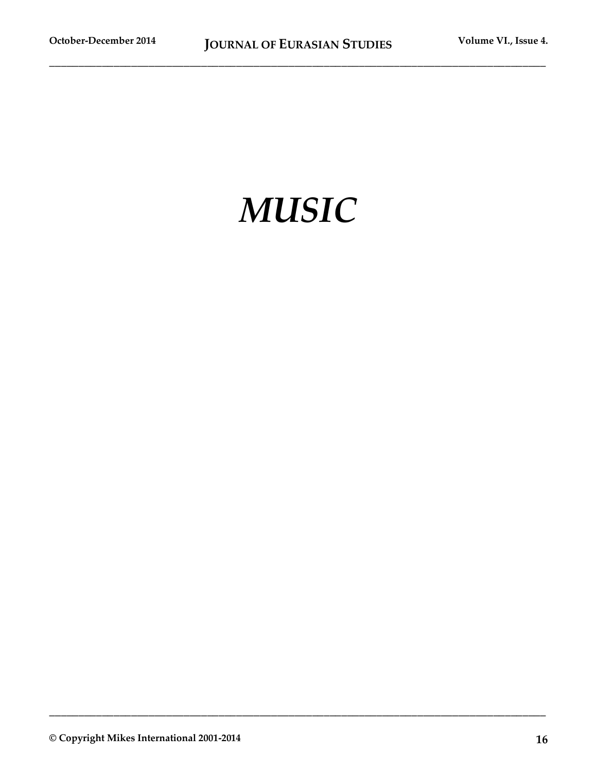# *MUSIC*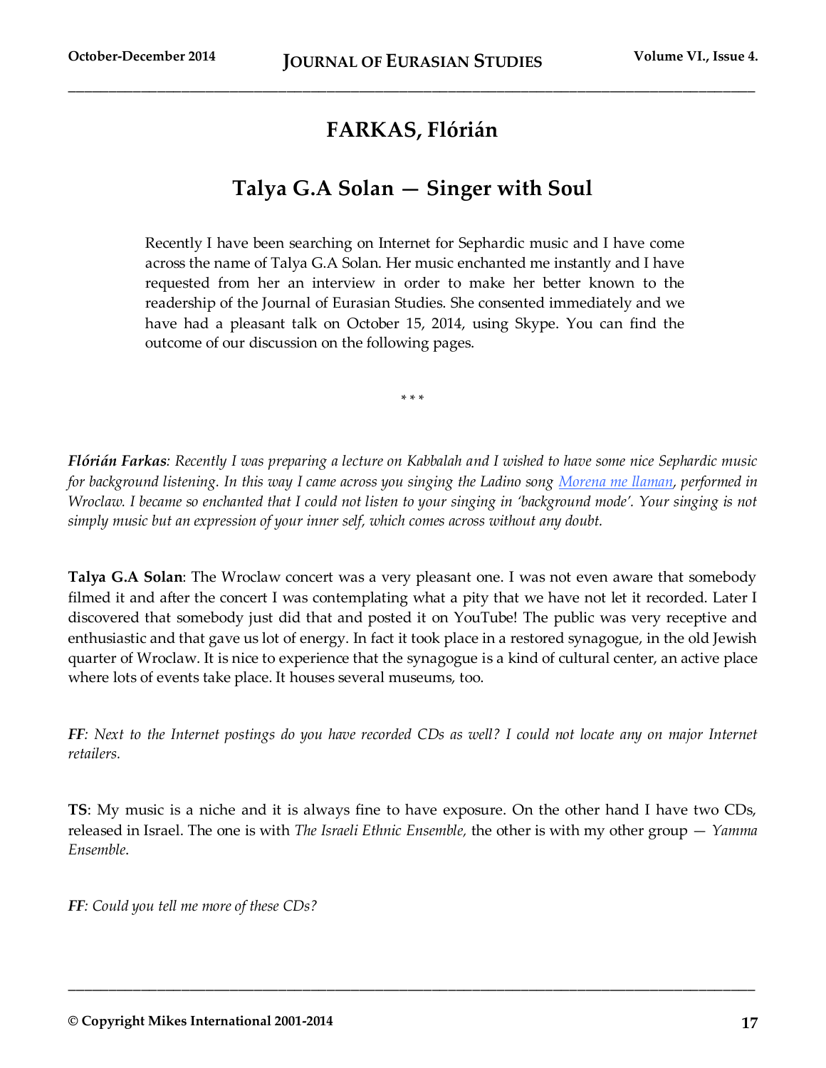# FARKAS, Flórián

## Talya G.A Solan — Singer with Soul

Recently I have been searching on Internet for Sephardic music and I have come across the name of Talya G.A Solan. Her music enchanted me instantly and I have requested from her an interview in order to make her better known to the readership of the Journal of Eurasian Studies. She consented immediately and we have had a pleasant talk on October 15, 2014, using Skype. You can find the outcome of our discussion on the following pages.

\* \* \*

***Flórián Farkas**: Recently I was preparing a lecture on Kabbalah and I wished to have some nice Sephardic music for background listening. In this way I came across you singing the Ladino song [Morena me llaman](), performed in Wroclaw. I became so enchanted that I could not listen to your singing in 'background mode'. Your singing is not simply music but an expression of your inner self, which comes across without any doubt.*

**Talya G.A Solan**: The Wroclaw concert was a very pleasant one. I was not even aware that somebody filmed it and after the concert I was contemplating what a pity that we have not let it recorded. Later I discovered that somebody just did that and posted it on YouTube! The public was very receptive and enthusiastic and that gave us lot of energy. In fact it took place in a restored synagogue, in the old Jewish quarter of Wroclaw. It is nice to experience that the synagogue is a kind of cultural center, an active place where lots of events take place. It houses several museums, too.

***FF**: Next to the Internet postings do you have recorded CDs as well? I could not locate any on major Internet retailers.*

**TS**: My music is a niche and it is always fine to have exposure. On the other hand I have two CDs, released in Israel. The one is with *The Israeli Ethnic Ensemble*, the other is with my other group — *Yamma Ensemble*.

***FF**: Could you tell me more of these CDs?*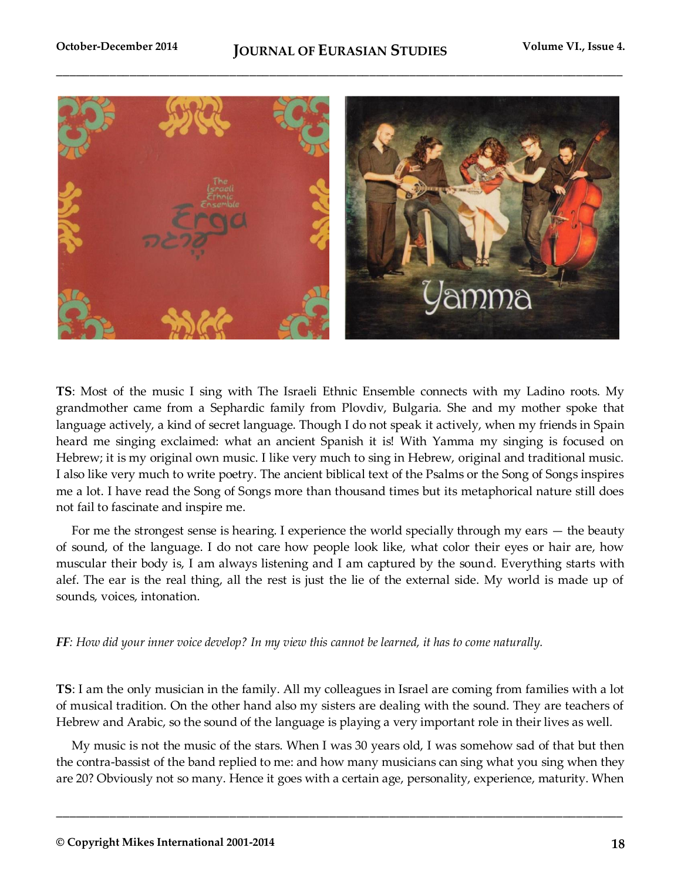**TS**: Most of the music I sing with The Israeli Ethnic Ensemble connects with my Ladino roots. My grandmother came from a Sephardic family from Plovdiv, Bulgaria. She and my mother spoke that language actively, a kind of secret language. Though I do not speak it actively, when my friends in Spain heard me singing exclaimed: what an ancient Spanish it is! With Yamma my singing is focused on Hebrew; it is my original own music. I like very much to sing in Hebrew, original and traditional music. I also like very much to write poetry. The ancient biblical text of the Psalms or the Song of Songs inspires me a lot. I have read the Song of Songs more than thousand times but its metaphorical nature still does not fail to fascinate and inspire me.

For me the strongest sense is hearing. I experience the world specially through my ears — the beauty of sound, of the language. I do not care how people look like, what color their eyes or hair are, how muscular their body is, I am always listening and I am captured by the sound. Everything starts with alef. The ear is the real thing, all the rest is just the lie of the external side. My world is made up of sounds, voices, intonation.

***FF**: How did your inner voice develop? In my view this cannot be learned, it has to come naturally.*

**TS**: I am the only musician in the family. All my colleagues in Israel are coming from families with a lot of musical tradition. On the other hand also my sisters are dealing with the sound. They are teachers of Hebrew and Arabic, so the sound of the language is playing a very important role in their lives as well.

My music is not the music of the stars. When I was 30 years old, I was somehow sad of that but then the contra-bassist of the band replied to me: and how many musicians can sing what you sing when they are 20? Obviously not so many. Hence it goes with a certain age, personality, experience, maturity. When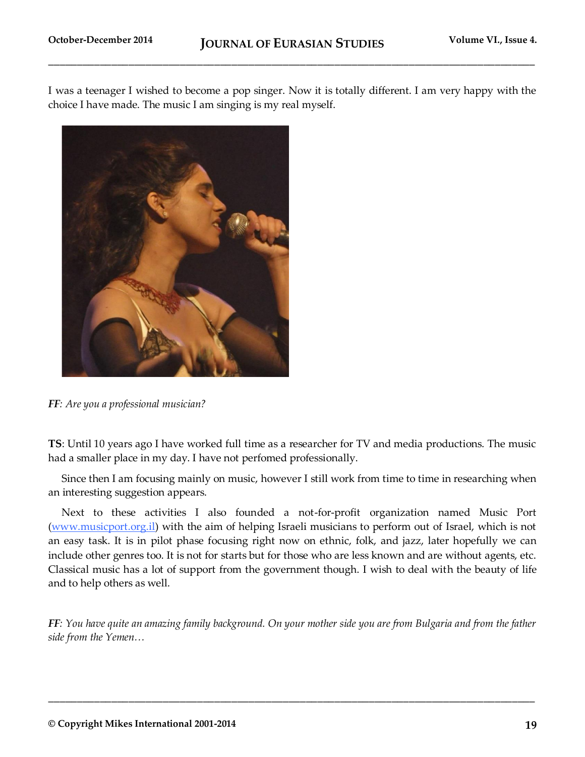I was a teenager I wished to become a pop singer. Now it is totally different. I am very happy with the choice I have made. The music I am singing is my real myself.

***FF***: *Are you a professional musician?*

**TS**: Until 10 years ago I have worked full time as a researcher for TV and media productions. The music had a smaller place in my day. I have not perfomed professionally.

Since then I am focusing mainly on music, however I still work from time to time in researching when an interesting suggestion appears.

Next to these activities I also founded a not-for-profit organization named Music Port ([www.musicport.org.il](http://www.musicport.org.il)) with the aim of helping Israeli musicians to perform out of Israel, which is not an easy task. It is in pilot phase focusing right now on ethnic, folk, and jazz, later hopefully we can include other genres too. It is not for starts but for those who are less known and are without agents, etc. Classical music has a lot of support from the government though. I wish to deal with the beauty of life and to help others as well.

***FF***: *You have quite an amazing family background. On your mother side you are from Bulgaria and from the father side from the Yemen…*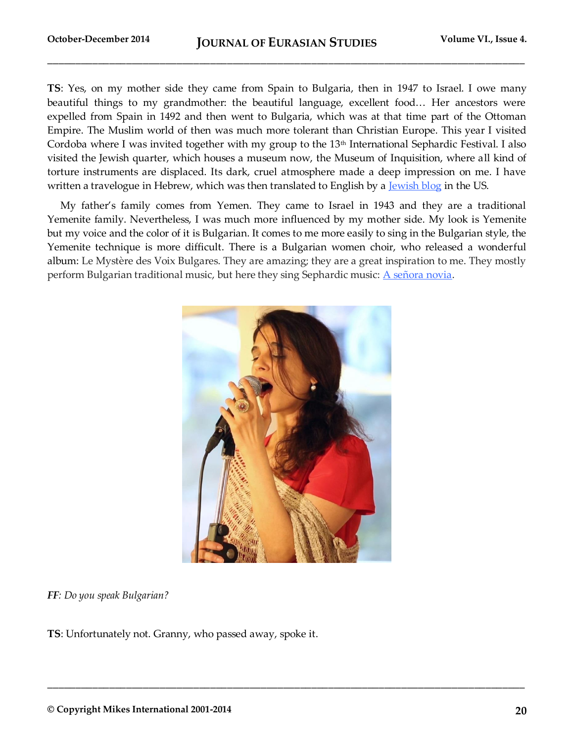**TS**: Yes, on my mother side they came from Spain to Bulgaria, then in 1947 to Israel. I owe many beautiful things to my grandmother: the beautiful language, excellent food… Her ancestors were expelled from Spain in 1492 and then went to Bulgaria, which was at that time part of the Ottoman Empire. The Muslim world of then was much more tolerant than Christian Europe. This year I visited Cordoba where I was invited together with my group to the 13th International Sephardic Festival. I also visited the Jewish quarter, which houses a museum now, the Museum of Inquisition, where all kind of torture instruments are displaced. Its dark, cruel atmosphere made a deep impression on me. I have written a travelogue in Hebrew, which was then translated to English by a Jewish blog in the US.

My father's family comes from Yemen. They came to Israel in 1943 and they are a traditional Yemenite family. Nevertheless, I was much more influenced by my mother side. My look is Yemenite but my voice and the color of it is Bulgarian. It comes to me more easily to sing in the Bulgarian style, the Yemenite technique is more difficult. There is a Bulgarian women choir, who released a wonderful album: Le Mystère des Voix Bulgares. They are amazing; they are a great inspiration to me. They mostly perform Bulgarian traditional music, but here they sing Sephardic music: A señora novia.

**FF**: *Do you speak Bulgarian?*

**TS**: Unfortunately not. Granny, who passed away, spoke it.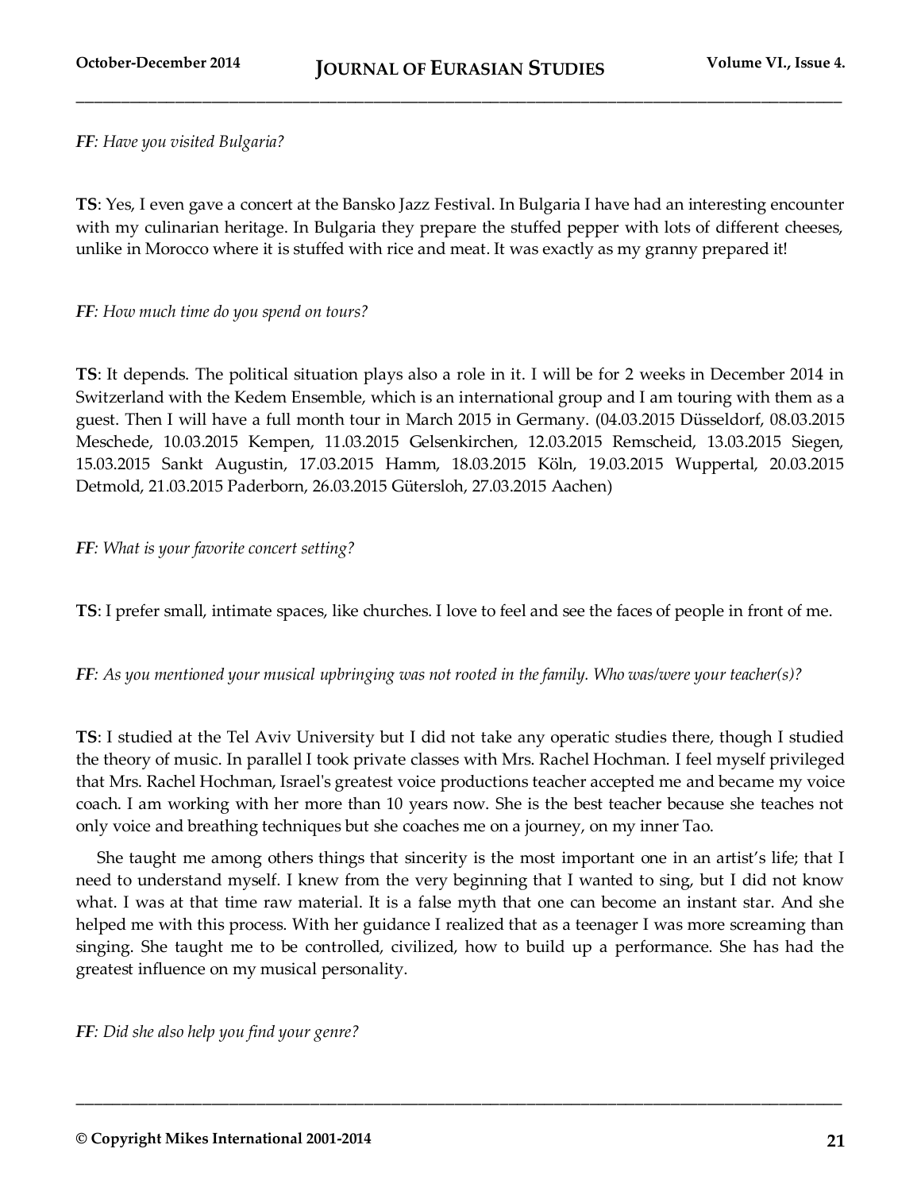***FF**: Have you visited Bulgaria?*

**TS**: Yes, I even gave a concert at the Bansko Jazz Festival. In Bulgaria I have had an interesting encounter with my culinarian heritage. In Bulgaria they prepare the stuffed pepper with lots of different cheeses, unlike in Morocco where it is stuffed with rice and meat. It was exactly as my granny prepared it!

***FF**: How much time do you spend on tours?*

**TS**: It depends. The political situation plays also a role in it. I will be for 2 weeks in December 2014 in Switzerland with the Kedem Ensemble, which is an international group and I am touring with them as a guest. Then I will have a full month tour in March 2015 in Germany. (04.03.2015 Düsseldorf, 08.03.2015 Meschede, 10.03.2015 Kempen, 11.03.2015 Gelsenkirchen, 12.03.2015 Remscheid, 13.03.2015 Siegen, 15.03.2015 Sankt Augustin, 17.03.2015 Hamm, 18.03.2015 Köln, 19.03.2015 Wuppertal, 20.03.2015 Detmold, 21.03.2015 Paderborn, 26.03.2015 Gütersloh, 27.03.2015 Aachen)

***FF**: What is your favorite concert setting?*

**TS**: I prefer small, intimate spaces, like churches. I love to feel and see the faces of people in front of me.

***FF**: As you mentioned your musical upbringing was not rooted in the family. Who was/were your teacher(s)?*

**TS**: I studied at the Tel Aviv University but I did not take any operatic studies there, though I studied the theory of music. In parallel I took private classes with Mrs. Rachel Hochman. I feel myself privileged that Mrs. Rachel Hochman, Israel's greatest voice productions teacher accepted me and became my voice coach. I am working with her more than 10 years now. She is the best teacher because she teaches not only voice and breathing techniques but she coaches me on a journey, on my inner Tao.

She taught me among others things that sincerity is the most important one in an artist's life; that I need to understand myself. I knew from the very beginning that I wanted to sing, but I did not know what. I was at that time raw material. It is a false myth that one can become an instant star. And she helped me with this process. With her guidance I realized that as a teenager I was more screaming than singing. She taught me to be controlled, civilized, how to build up a performance. She has had the greatest influence on my musical personality.

***FF**: Did she also help you find your genre?*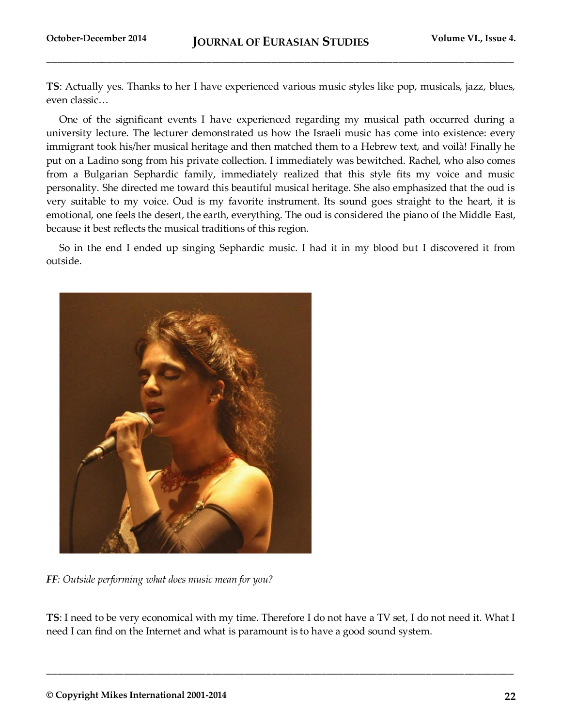**TS**: Actually yes. Thanks to her I have experienced various music styles like pop, musicals, jazz, blues, even classic…

One of the significant events I have experienced regarding my musical path occurred during a university lecture. The lecturer demonstrated us how the Israeli music has come into existence: every immigrant took his/her musical heritage and then matched them to a Hebrew text, and voilà! Finally he put on a Ladino song from his private collection. I immediately was bewitched. Rachel, who also comes from a Bulgarian Sephardic family, immediately realized that this style fits my voice and music personality. She directed me toward this beautiful musical heritage. She also emphasized that the oud is very suitable to my voice. Oud is my favorite instrument. Its sound goes straight to the heart, it is emotional, one feels the desert, the earth, everything. The oud is considered the piano of the Middle East, because it best reflects the musical traditions of this region.

So in the end I ended up singing Sephardic music. I had it in my blood but I discovered it from outside.

***FF**: Outside performing what does music mean for you?*

**TS**: I need to be very economical with my time. Therefore I do not have a TV set, I do not need it. What I need I can find on the Internet and what is paramount is to have a good sound system.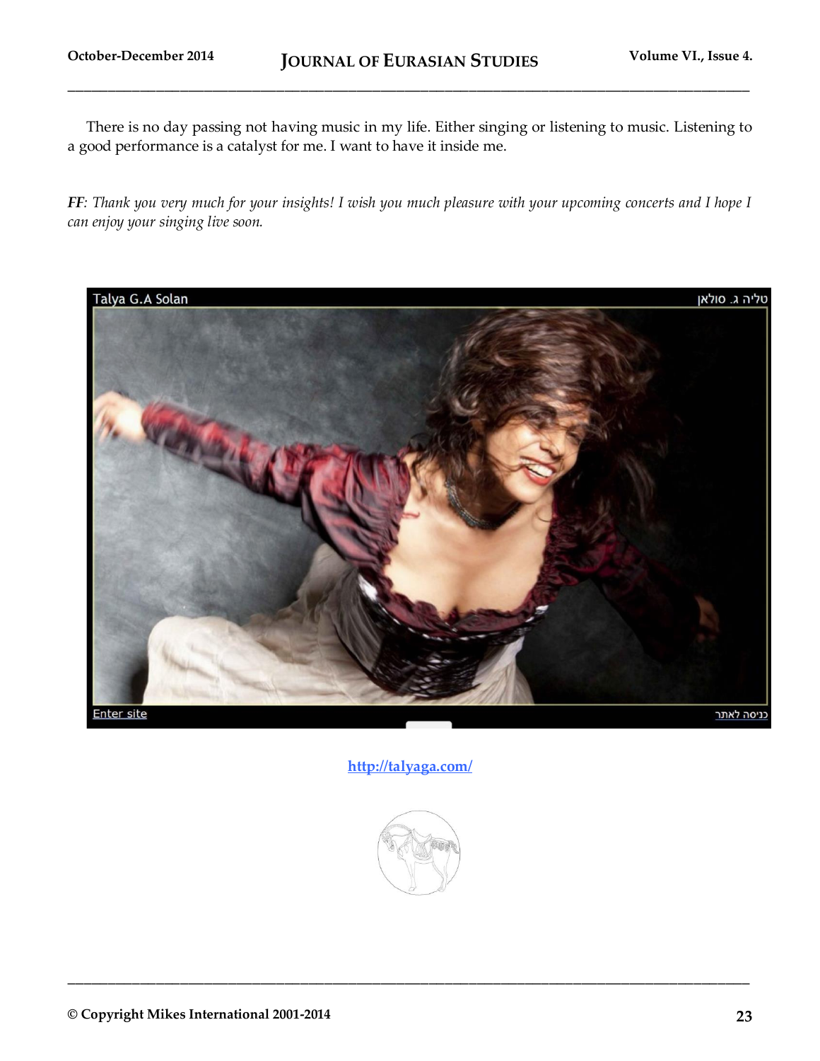There is no day passing not having music in my life. Either singing or listening to music. Listening to a good performance is a catalyst for me. I want to have it inside me.

***FF****: Thank you very much for your insights! I wish you much pleasure with your upcoming concerts and I hope I can enjoy your singing live soon.*

[http://talyaga.com/](http://talyaga.com/)